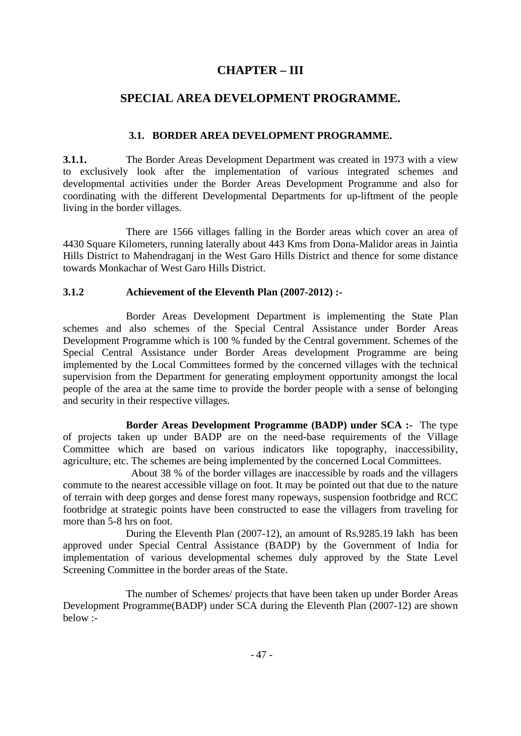# CHAPTER – III

# SPECIAL AREA DEVELOPMENT PROGRAMME.

### 3.1. BORDER AREA DEVELOPMENT PROGRAMME.

**3.1.1.** The Border Areas Development Department was created in 1973 with a view to exclusively look after the implementation of various integrated schemes and developmental activities under the Border Areas Development Programme and also for coordinating with the different Developmental Departments for up-liftment of the people living in the border villages.

There are 1566 villages falling in the Border areas which cover an area of 4430 Square Kilometers, running laterally about 443 Kms from Dona-Malidor areas in Jaintia Hills District to Mahendraganj in the West Garo Hills District and thence for some distance towards Monkachar of West Garo Hills District.

**3.1.2 Achievement of the Eleventh Plan (2007-2012) :-**

Border Areas Development Department is implementing the State Plan schemes and also schemes of the Special Central Assistance under Border Areas Development Programme which is 100 % funded by the Central government. Schemes of the Special Central Assistance under Border Areas development Programme are being implemented by the Local Committees formed by the concerned villages with the technical supervision from the Department for generating employment opportunity amongst the local people of the area at the same time to provide the border people with a sense of belonging and security in their respective villages.

**Border Areas Development Programme (BADP) under SCA :-** The type of projects taken up under BADP are on the need-base requirements of the Village Committee which are based on various indicators like topography, inaccessibility, agriculture, etc. The schemes are being implemented by the concerned Local Committees.

About 38 % of the border villages are inaccessible by roads and the villagers commute to the nearest accessible village on foot. It may be pointed out that due to the nature of terrain with deep gorges and dense forest many ropeways, suspension footbridge and RCC footbridge at strategic points have been constructed to ease the villagers from traveling for more than 5-8 hrs on foot.

During the Eleventh Plan (2007-12), an amount of Rs.9285.19 lakh has been approved under Special Central Assistance (BADP) by the Government of India for implementation of various developmental schemes duly approved by the State Level Screening Committee in the border areas of the State.

The number of Schemes/ projects that have been taken up under Border Areas Development Programme(BADP) under SCA during the Eleventh Plan (2007-12) are shown below :-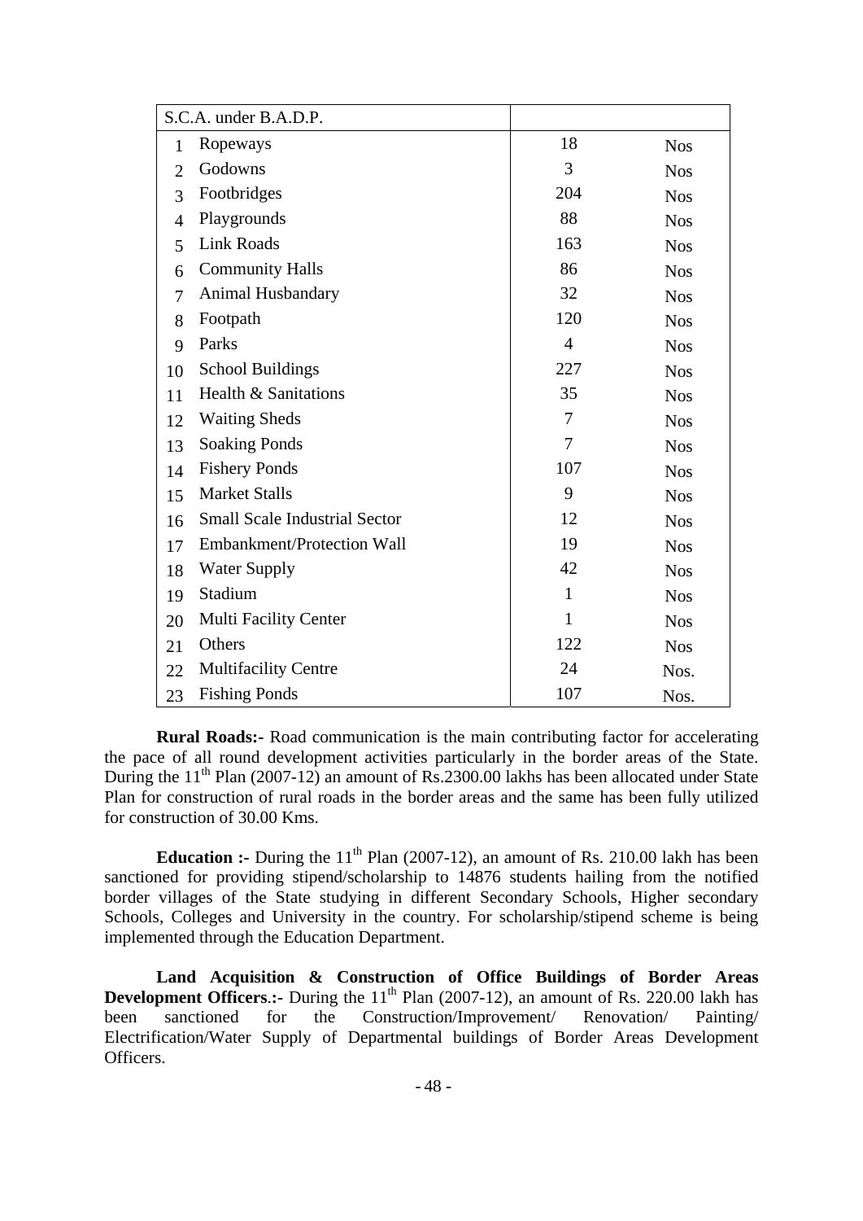| S.C.A. under B.A.D.P. | | | |
|---|---|---|---|
| 1 | Ropeways | 18 | Nos |
| 2 | Godowns | 3 | Nos |
| 3 | Footbridges | 204 | Nos |
| 4 | Playgrounds | 88 | Nos |
| 5 | Link Roads | 163 | Nos |
| 6 | Community Halls | 86 | Nos |
| 7 | Animal Husbandary | 32 | Nos |
| 8 | Footpath | 120 | Nos |
| 9 | Parks | 4 | Nos |
| 10 | School Buildings | 227 | Nos |
| 11 | Health & Sanitations | 35 | Nos |
| 12 | Waiting Sheds | 7 | Nos |
| 13 | Soaking Ponds | 7 | Nos |
| 14 | Fishery Ponds | 107 | Nos |
| 15 | Market Stalls | 9 | Nos |
| 16 | Small Scale Industrial Sector | 12 | Nos |
| 17 | Embankment/Protection Wall | 19 | Nos |
| 18 | Water Supply | 42 | Nos |
| 19 | Stadium | 1 | Nos |
| 20 | Multi Facility Center | 1 | Nos |
| 21 | Others | 122 | Nos |
| 22 | Multifacility Centre | 24 | Nos. |
| 23 | Fishing Ponds | 107 | Nos. |

**Rural Roads:-** Road communication is the main contributing factor for accelerating the pace of all round development activities particularly in the border areas of the State. During the 11th Plan (2007-12) an amount of Rs.2300.00 lakhs has been allocated under State Plan for construction of rural roads in the border areas and the same has been fully utilized for construction of 30.00 Kms.

**Education :-** During the 11th Plan (2007-12), an amount of Rs. 210.00 lakh has been sanctioned for providing stipend/scholarship to 14876 students hailing from the notified border villages of the State studying in different Secondary Schools, Higher secondary Schools, Colleges and University in the country. For scholarship/stipend scheme is being implemented through the Education Department.

**Land Acquisition & Construction of Office Buildings of Border Areas Development Officers**.:- During the 11th Plan (2007-12), an amount of Rs. 220.00 lakh has been sanctioned for the Construction/Improvement/ Renovation/ Painting/ Electrification/Water Supply of Departmental buildings of Border Areas Development Officers.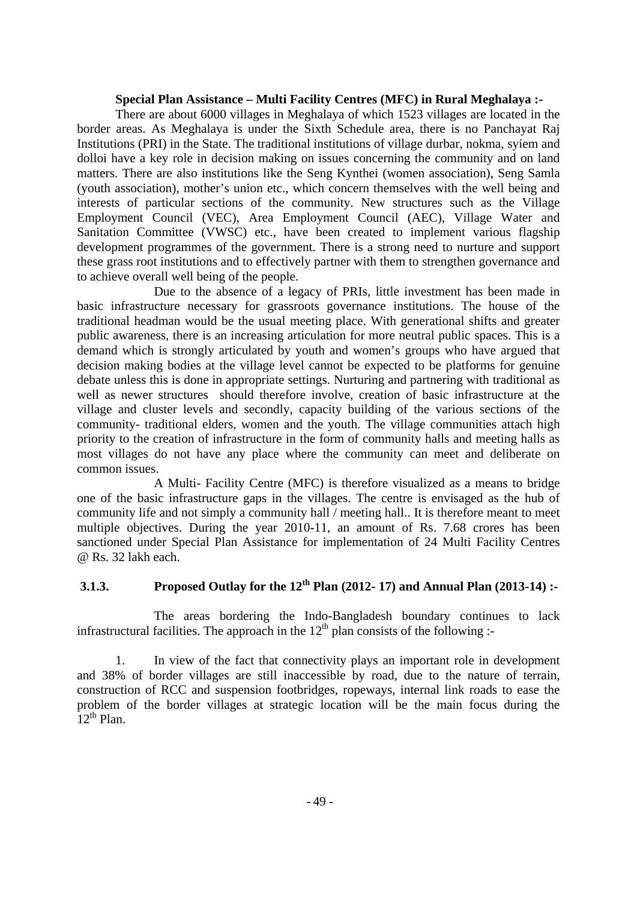**Special Plan Assistance – Multi Facility Centres (MFC) in Rural Meghalaya :-**

There are about 6000 villages in Meghalaya of which 1523 villages are located in the border areas. As Meghalaya is under the Sixth Schedule area, there is no Panchayat Raj Institutions (PRI) in the State. The traditional institutions of village durbar, nokma, syiem and dolloi have a key role in decision making on issues concerning the community and on land matters. There are also institutions like the Seng Kynthei (women association), Seng Samla (youth association), mother's union etc., which concern themselves with the well being and interests of particular sections of the community. New structures such as the Village Employment Council (VEC), Area Employment Council (AEC), Village Water and Sanitation Committee (VWSC) etc., have been created to implement various flagship development programmes of the government. There is a strong need to nurture and support these grass root institutions and to effectively partner with them to strengthen governance and to achieve overall well being of the people.

Due to the absence of a legacy of PRIs, little investment has been made in basic infrastructure necessary for grassroots governance institutions. The house of the traditional headman would be the usual meeting place. With generational shifts and greater public awareness, there is an increasing articulation for more neutral public spaces. This is a demand which is strongly articulated by youth and women's groups who have argued that decision making bodies at the village level cannot be expected to be platforms for genuine debate unless this is done in appropriate settings. Nurturing and partnering with traditional as well as newer structures should therefore involve, creation of basic infrastructure at the village and cluster levels and secondly, capacity building of the various sections of the community- traditional elders, women and the youth. The village communities attach high priority to the creation of infrastructure in the form of community halls and meeting halls as most villages do not have any place where the community can meet and deliberate on common issues.

A Multi- Facility Centre (MFC) is therefore visualized as a means to bridge one of the basic infrastructure gaps in the villages. The centre is envisaged as the hub of community life and not simply a community hall / meeting hall.. It is therefore meant to meet multiple objectives. During the year 2010-11, an amount of Rs. 7.68 crores has been sanctioned under Special Plan Assistance for implementation of 24 Multi Facility Centres @ Rs. 32 lakh each.

### 3.1.3. Proposed Outlay for the 12th Plan (2012- 17) and Annual Plan (2013-14) :-

The areas bordering the Indo-Bangladesh boundary continues to lack infrastructural facilities. The approach in the 12th plan consists of the following :-

1. In view of the fact that connectivity plays an important role in development and 38% of border villages are still inaccessible by road, due to the nature of terrain, construction of RCC and suspension footbridges, ropeways, internal link roads to ease the problem of the border villages at strategic location will be the main focus during the 12th Plan.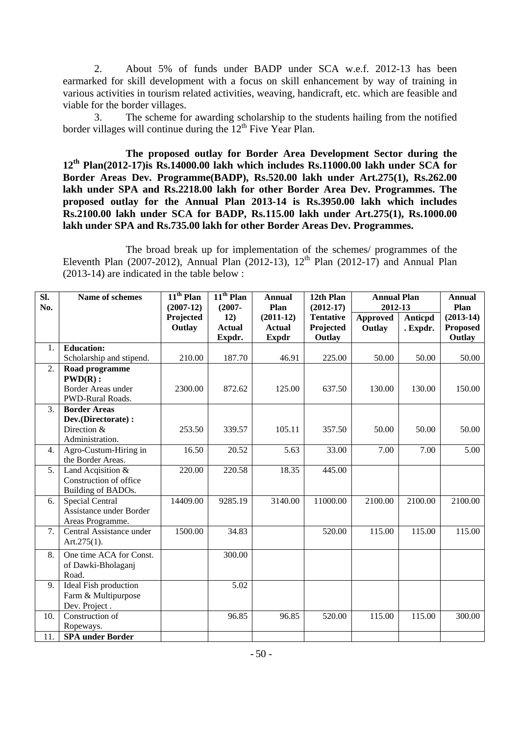2. About 5% of funds under BADP under SCA w.e.f. 2012-13 has been earmarked for skill development with a focus on skill enhancement by way of training in various activities in tourism related activities, weaving, handicraft, etc. which are feasible and viable for the border villages.

3. The scheme for awarding scholarship to the students hailing from the notified border villages will continue during the 12th Five Year Plan.

**The proposed outlay for Border Area Development Sector during the 12th Plan(2012-17)is Rs.14000.00 lakh which includes Rs.11000.00 lakh under SCA for Border Areas Dev. Programme(BADP), Rs.520.00 lakh under Art.275(1), Rs.262.00 lakh under SPA and Rs.2218.00 lakh for other Border Area Dev. Programmes. The proposed outlay for the Annual Plan 2013-14 is Rs.3950.00 lakh which includes Rs.2100.00 lakh under SCA for BADP, Rs.115.00 lakh under Art.275(1), Rs.1000.00 lakh under SPA and Rs.735.00 lakh for other Border Areas Dev. Programmes.**

The broad break up for implementation of the schemes/ programmes of the Eleventh Plan (2007-2012), Annual Plan (2012-13), 12th Plan (2012-17) and Annual Plan (2013-14) are indicated in the table below :

| Sl. No. | Name of schemes | 11th Plan (2007-12) Projected Outlay | 11th Plan (2007-12) Actual Expdr. | Annual Plan (2011-12) Actual Expdr | 12th Plan (2012-17) Tentative Projected Outlay | Annual Plan 2012-13 | | Annual Plan (2013-14) Proposed Outlay |
|---|---|---|---|---|---|---|---|---|
| | | | | | | Approved Outlay | Anticpd . Expdr. | |
| 1. | **Education:** Scholarship and stipend. | 210.00 | 187.70 | 46.91 | 225.00 | 50.00 | 50.00 | 50.00 |
| 2. | **Road programme PWD(R) :** Border Areas under PWD-Rural Roads. | 2300.00 | 872.62 | 125.00 | 637.50 | 130.00 | 130.00 | 150.00 |
| 3. | **Border Areas Dev.(Directorate) :** Direction & Administration. | 253.50 | 339.57 | 105.11 | 357.50 | 50.00 | 50.00 | 50.00 |
| 4. | Agro-Custum-Hiring in the Border Areas. | 16.50 | 20.52 | 5.63 | 33.00 | 7.00 | 7.00 | 5.00 |
| 5. | Land Acqisition & Construction of office Building of BADOs. | 220.00 | 220.58 | 18.35 | 445.00 | | | |
| 6. | Special Central Assistance under Border Areas Programme. | 14409.00 | 9285.19 | 3140.00 | 11000.00 | 2100.00 | 2100.00 | 2100.00 |
| 7. | Central Assistance under Art.275(1). | 1500.00 | 34.83 | | 520.00 | 115.00 | 115.00 | 115.00 |
| 8. | One time ACA for Const. of Dawki-Bholaganj Road. | | 300.00 | | | | | |
| 9. | Ideal Fish production Farm & Multipurpose Dev. Project . | | 5.02 | | | | | |
| 10. | Construction of Ropeways. | | 96.85 | 96.85 | 520.00 | 115.00 | 115.00 | 300.00 |
| 11. | **SPA under Border** | | | | | | | |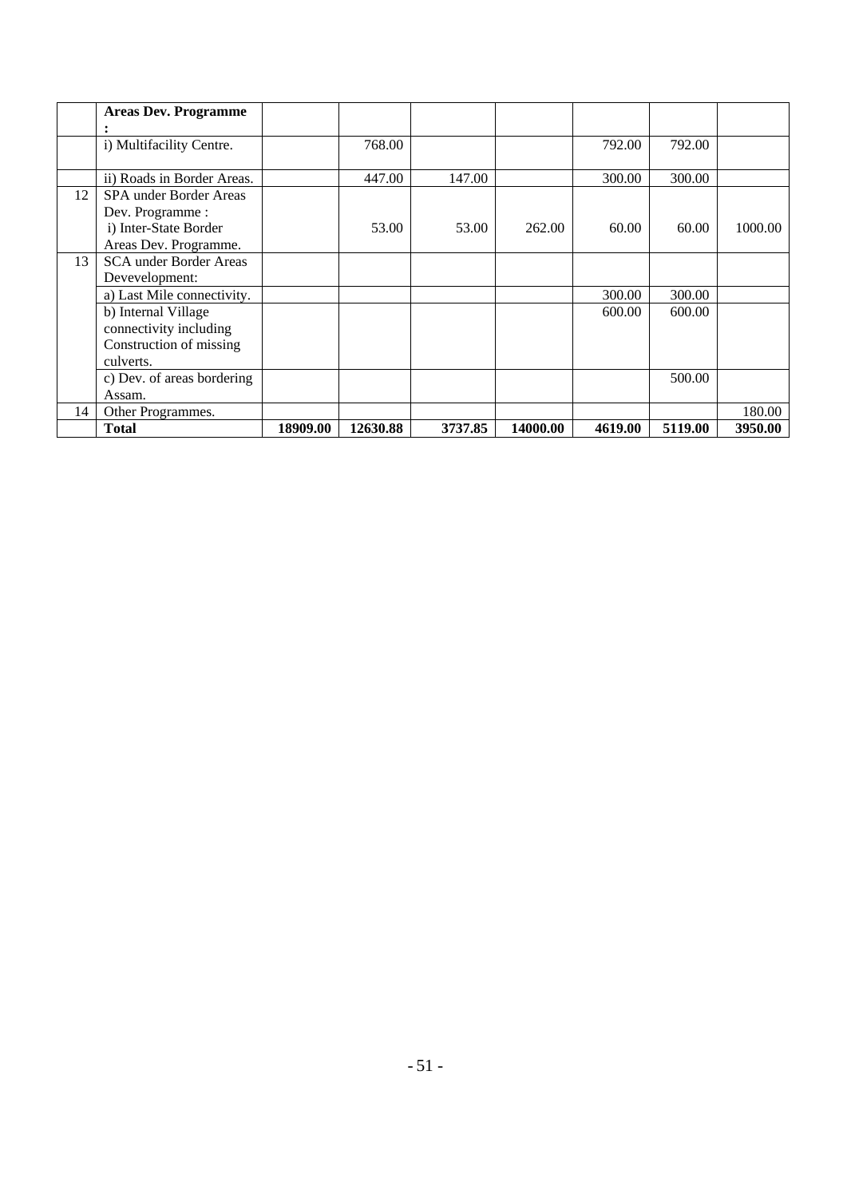| | | | | | | | | |
|---|---|---|---|---|---|---|---|---|
| | **Areas Dev. Programme :** | | | | | | | |
| | i) Multifacility Centre. | | 768.00 | | | 792.00 | 792.00 | |
| | ii) Roads in Border Areas. | | 447.00 | 147.00 | | 300.00 | 300.00 | |
| 12 | SPA under Border Areas Dev. Programme : i) Inter-State Border Areas Dev. Programme. | | 53.00 | 53.00 | 262.00 | 60.00 | 60.00 | 1000.00 |
| 13 | SCA under Border Areas Devevelopment: | | | | | | | |
| | a) Last Mile connectivity. | | | | | 300.00 | 300.00 | |
| | b) Internal Village connectivity including Construction of missing culverts. | | | | | 600.00 | 600.00 | |
| | c) Dev. of areas bordering Assam. | | | | | | 500.00 | |
| 14 | Other Programmes. | | | | | | | 180.00 |
| | **Total** | **18909.00** | **12630.88** | **3737.85** | **14000.00** | **4619.00** | **5119.00** | **3950.00** |